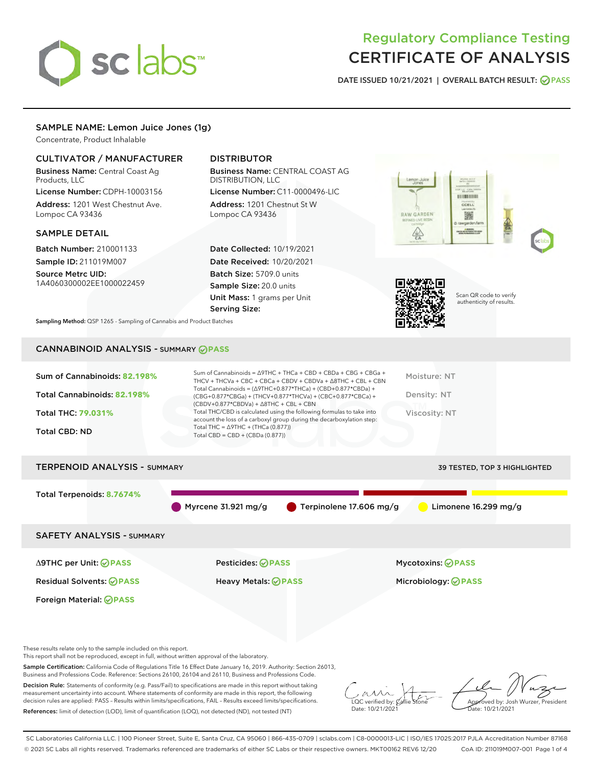# Regulatory Compliance Testing
# CERTIFICATE OF ANALYSIS

DATE ISSUED 10/21/2021 | OVERALL BATCH RESULT: PASS

## SAMPLE NAME: Lemon Juice Jones (1g)

Concentrate, Product Inhalable

### CULTIVATOR / MANUFACTURER

**Business Name:** Central Coast Ag Products, LLC

**License Number:** CDPH-10003156

**Address:** 1201 West Chestnut Ave. Lompoc CA 93436

### DISTRIBUTOR

**Business Name:** CENTRAL COAST AG DISTRIBUTION, LLC

**License Number:** C11-0000496-LIC

**Address:** 1201 Chestnut St W Lompoc CA 93436

### SAMPLE DETAIL

**Batch Number:** 210001133

**Sample ID:** 211019M007

**Source Metrc UID:** 1A4060300002EE1000022459

**Date Collected:** 10/19/2021

**Date Received:** 10/20/2021

**Batch Size:** 5709.0 units

**Sample Size:** 20.0 units

**Unit Mass:** 1 grams per Unit

**Serving Size:**

Scan QR code to verify authenticity of results.

**Sampling Method:** QSP 1265 - Sampling of Cannabis and Product Batches

## CANNABINOID ANALYSIS - SUMMARY PASS

Sum of Cannabinoids: **82.198%**

Total Cannabinoids: **82.198%**

Total THC: **79.031%**

Total CBD: ND

Sum of Cannabinoids = Δ9THC + THCa + CBD + CBDa + CBG + CBGa + THCV + THCVa + CBC + CBCa + CBDV + CBDVa + Δ8THC + CBL + CBN

Total Cannabinoids = (Δ9THC+0.877*THCa) + (CBD+0.877*CBDa) + (CBG+0.877*CBGa) + (THCV+0.877*THCVa) + (CBC+0.877*CBCa) + (CBDV+0.877*CBDVa) + Δ8THC + CBL + CBN

Total THC/CBD is calculated using the following formulas to take into account the loss of a carboxyl group during the decarboxylation step:

Total THC = Δ9THC + (THCa (0.877))

Total CBD = CBD + (CBDa (0.877))

Moisture: NT

Density: NT

Viscosity: NT

## TERPENOID ANALYSIS - SUMMARY

39 TESTED, TOP 3 HIGHLIGHTED

Total Terpenoids: **8.7674%**

Myrcene 31.921 mg/g | Terpinolene 17.606 mg/g | Limonene 16.299 mg/g

## SAFETY ANALYSIS - SUMMARY

Δ9THC per Unit: PASS

Pesticides: PASS

Mycotoxins: PASS

Residual Solvents: PASS

Heavy Metals: PASS

Microbiology: PASS

Foreign Material: PASS

These results relate only to the sample included on this report.
This report shall not be reproduced, except in full, without written approval of the laboratory.

**Sample Certification:** California Code of Regulations Title 16 Effect Date January 16, 2019. Authority: Section 26013, Business and Professions Code. Reference: Sections 26100, 26104 and 26110, Business and Professions Code.

**Decision Rule:** Statements of conformity (e.g. Pass/Fail) to specifications are made in this report without taking measurement uncertainty into account. Where statements of conformity are made in this report, the following decision rules are applied: PASS – Results within limits/specifications, FAIL – Results exceed limits/specifications.

**References:** limit of detection (LOD), limit of quantification (LOQ), not detected (ND), not tested (NT)

LQC verified by: Callie Stone
Date: 10/21/2021

Approved by: Josh Wurzer, President
Date: 10/21/2021

SC Laboratories California LLC. | 100 Pioneer Street, Suite E, Santa Cruz, CA 95060 | 866-435-0709 | sclabs.com | C8-0000013-LIC | ISO/IES 17025:2017 PJLA Accreditation Number 87168
© 2021 SC Labs all rights reserved. Trademarks referenced are trademarks of either SC Labs or their respective owners. MKT00162 REV6 12/20 CoA ID: 211019M007-001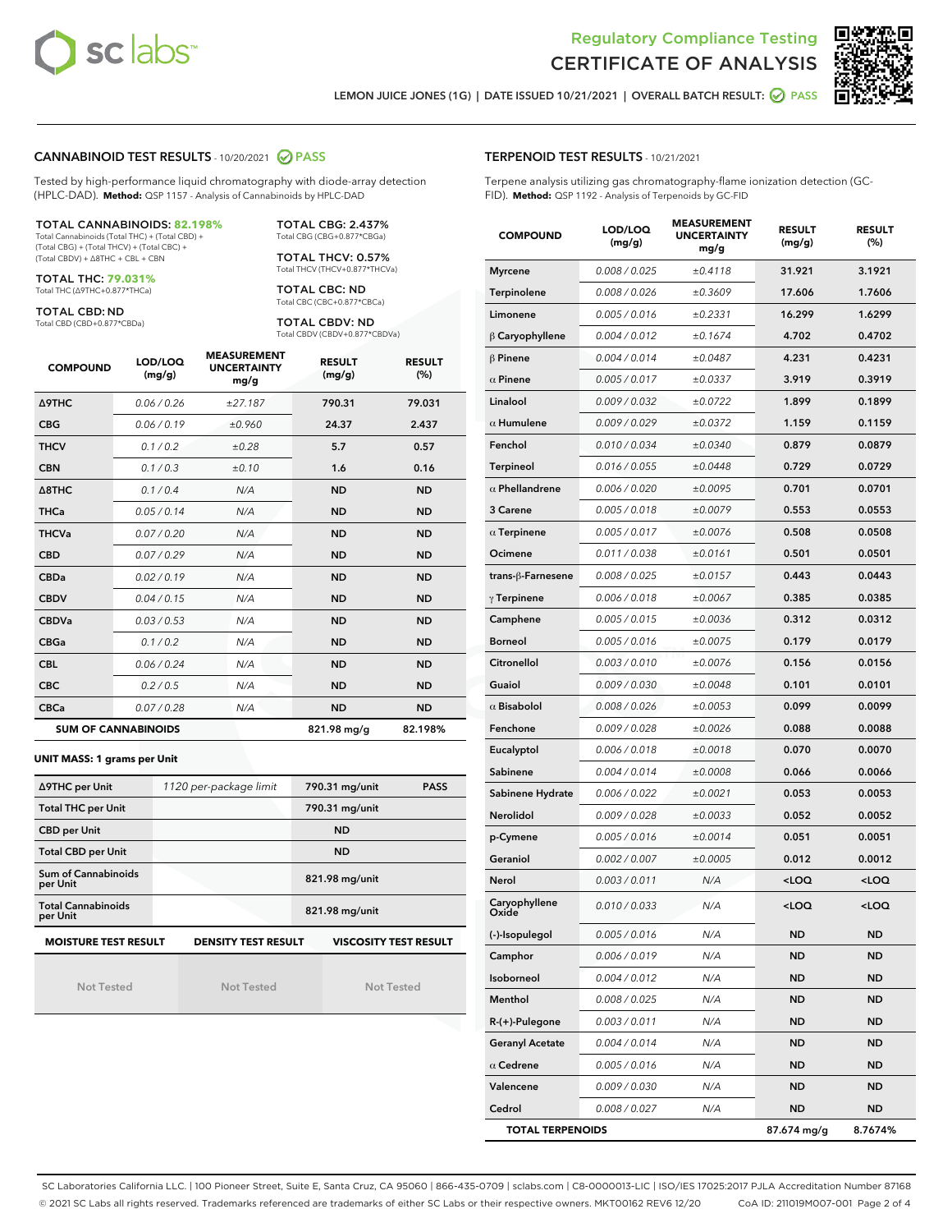Regulatory Compliance Testing
# CERTIFICATE OF ANALYSIS

LEMON JUICE JONES (1G) | DATE ISSUED 10/21/2021 | OVERALL BATCH RESULT: PASS

## CANNABINOID TEST RESULTS - 10/20/2021 PASS

Tested by high-performance liquid chromatography with diode-array detection (HPLC-DAD). **Method:** QSP 1157 - Analysis of Cannabinoids by HPLC-DAD

**TOTAL CANNABINOIDS: 82.198%**
Total Cannabinoids (Total THC) + (Total CBD) + (Total CBG) + (Total THCV) + (Total CBC) + (Total CBDV) + Δ8THC + CBL + CBN

**TOTAL THC: 79.031%**
Total THC (Δ9THC+0.877*THCa)

**TOTAL CBD: ND**
Total CBD (CBD+0.877*CBDa)

**TOTAL CBG: 2.437%**
Total CBG (CBG+0.877*CBGa)

**TOTAL THCV: 0.57%**
Total THCV (THCV+0.877*THCVa)

**TOTAL CBC: ND**
Total CBC (CBC+0.877*CBCa)

**TOTAL CBDV: ND**
Total CBDV (CBDV+0.877*CBDVa)

| COMPOUND | LOD/LOQ (mg/g) | MEASUREMENT UNCERTAINTY mg/g | RESULT (mg/g) | RESULT (%) |
|---|---|---|---|---|
| Δ9THC | 0.06 / 0.26 | ±27.187 | 790.31 | 79.031 |
| CBG | 0.06 / 0.19 | ±0.960 | 24.37 | 2.437 |
| THCV | 0.1 / 0.2 | ±0.28 | 5.7 | 0.57 |
| CBN | 0.1 / 0.3 | ±0.10 | 1.6 | 0.16 |
| Δ8THC | 0.1 / 0.4 | N/A | ND | ND |
| THCa | 0.05 / 0.14 | N/A | ND | ND |
| THCVa | 0.07 / 0.20 | N/A | ND | ND |
| CBD | 0.07 / 0.29 | N/A | ND | ND |
| CBDa | 0.02 / 0.19 | N/A | ND | ND |
| CBDV | 0.04 / 0.15 | N/A | ND | ND |
| CBDVa | 0.03 / 0.53 | N/A | ND | ND |
| CBGa | 0.1 / 0.2 | N/A | ND | ND |
| CBL | 0.06 / 0.24 | N/A | ND | ND |
| CBC | 0.2 / 0.5 | N/A | ND | ND |
| CBCa | 0.07 / 0.28 | N/A | ND | ND |
| **SUM OF CANNABINOIDS** | | | 821.98 mg/g | 82.198% |

**UNIT MASS: 1 grams per Unit**

| | | | |
|---|---|---|---|
| Δ9THC per Unit | 1120 per-package limit | 790.31 mg/unit | PASS |
| Total THC per Unit | | 790.31 mg/unit | |
| CBD per Unit | | ND | |
| Total CBD per Unit | | ND | |
| Sum of Cannabinoids per Unit | | 821.98 mg/unit | |
| Total Cannabinoids per Unit | | 821.98 mg/unit | |

| MOISTURE TEST RESULT | DENSITY TEST RESULT | VISCOSITY TEST RESULT |
|---|---|---|
| Not Tested | Not Tested | Not Tested |

## TERPENOID TEST RESULTS - 10/21/2021

Terpene analysis utilizing gas chromatography-flame ionization detection (GC-FID). **Method:** QSP 1192 - Analysis of Terpenoids by GC-FID

| COMPOUND | LOD/LOQ (mg/g) | MEASUREMENT UNCERTAINTY mg/g | RESULT (mg/g) | RESULT (%) |
|---|---|---|---|---|
| Myrcene | 0.008 / 0.025 | ±0.4118 | 31.921 | 3.1921 |
| Terpinolene | 0.008 / 0.026 | ±0.3609 | 17.606 | 1.7606 |
| Limonene | 0.005 / 0.016 | ±0.2331 | 16.299 | 1.6299 |
| β Caryophyllene | 0.004 / 0.012 | ±0.1674 | 4.702 | 0.4702 |
| β Pinene | 0.004 / 0.014 | ±0.0487 | 4.231 | 0.4231 |
| α Pinene | 0.005 / 0.017 | ±0.0337 | 3.919 | 0.3919 |
| Linalool | 0.009 / 0.032 | ±0.0722 | 1.899 | 0.1899 |
| α Humulene | 0.009 / 0.029 | ±0.0372 | 1.159 | 0.1159 |
| Fenchol | 0.010 / 0.034 | ±0.0340 | 0.879 | 0.0879 |
| Terpineol | 0.016 / 0.055 | ±0.0448 | 0.729 | 0.0729 |
| α Phellandrene | 0.006 / 0.020 | ±0.0095 | 0.701 | 0.0701 |
| 3 Carene | 0.005 / 0.018 | ±0.0079 | 0.553 | 0.0553 |
| α Terpinene | 0.005 / 0.017 | ±0.0076 | 0.508 | 0.0508 |
| Ocimene | 0.011 / 0.038 | ±0.0161 | 0.501 | 0.0501 |
| trans-β-Farnesene | 0.008 / 0.025 | ±0.0157 | 0.443 | 0.0443 |
| γ Terpinene | 0.006 / 0.018 | ±0.0067 | 0.385 | 0.0385 |
| Camphene | 0.005 / 0.015 | ±0.0036 | 0.312 | 0.0312 |
| Borneol | 0.005 / 0.016 | ±0.0075 | 0.179 | 0.0179 |
| Citronellol | 0.003 / 0.010 | ±0.0076 | 0.156 | 0.0156 |
| Guaiol | 0.009 / 0.030 | ±0.0048 | 0.101 | 0.0101 |
| α Bisabolol | 0.008 / 0.026 | ±0.0053 | 0.099 | 0.0099 |
| Fenchone | 0.009 / 0.028 | ±0.0026 | 0.088 | 0.0088 |
| Eucalyptol | 0.006 / 0.018 | ±0.0018 | 0.070 | 0.0070 |
| Sabinene | 0.004 / 0.014 | ±0.0008 | 0.066 | 0.0066 |
| Sabinene Hydrate | 0.006 / 0.022 | ±0.0021 | 0.053 | 0.0053 |
| Nerolidol | 0.009 / 0.028 | ±0.0033 | 0.052 | 0.0052 |
| p-Cymene | 0.005 / 0.016 | ±0.0014 | 0.051 | 0.0051 |
| Geraniol | 0.002 / 0.007 | ±0.0005 | 0.012 | 0.0012 |
| Nerol | 0.003 / 0.011 | N/A | <LOQ | <LOQ |
| Caryophyllene Oxide | 0.010 / 0.033 | N/A | <LOQ | <LOQ |
| (-)-Isopulegol | 0.005 / 0.016 | N/A | ND | ND |
| Camphor | 0.006 / 0.019 | N/A | ND | ND |
| Isoborneol | 0.004 / 0.012 | N/A | ND | ND |
| Menthol | 0.008 / 0.025 | N/A | ND | ND |
| R-(+)-Pulegone | 0.003 / 0.011 | N/A | ND | ND |
| Geranyl Acetate | 0.004 / 0.014 | N/A | ND | ND |
| α Cedrene | 0.005 / 0.016 | N/A | ND | ND |
| Valencene | 0.009 / 0.030 | N/A | ND | ND |
| Cedrol | 0.008 / 0.027 | N/A | ND | ND |
| **TOTAL TERPENOIDS** | | | 87.674 mg/g | 8.7674% |

SC Laboratories California LLC. | 100 Pioneer Street, Suite E, Santa Cruz, CA 95060 | 866-435-0709 | sclabs.com | C8-0000013-LIC | ISO/IES 17025:2017 PJLA Accreditation Number 87168
© 2021 SC Labs all rights reserved. Trademarks referenced are trademarks of either SC Labs or their respective owners. MKT00162 REV6 12/20 CoA ID: 211019M007-001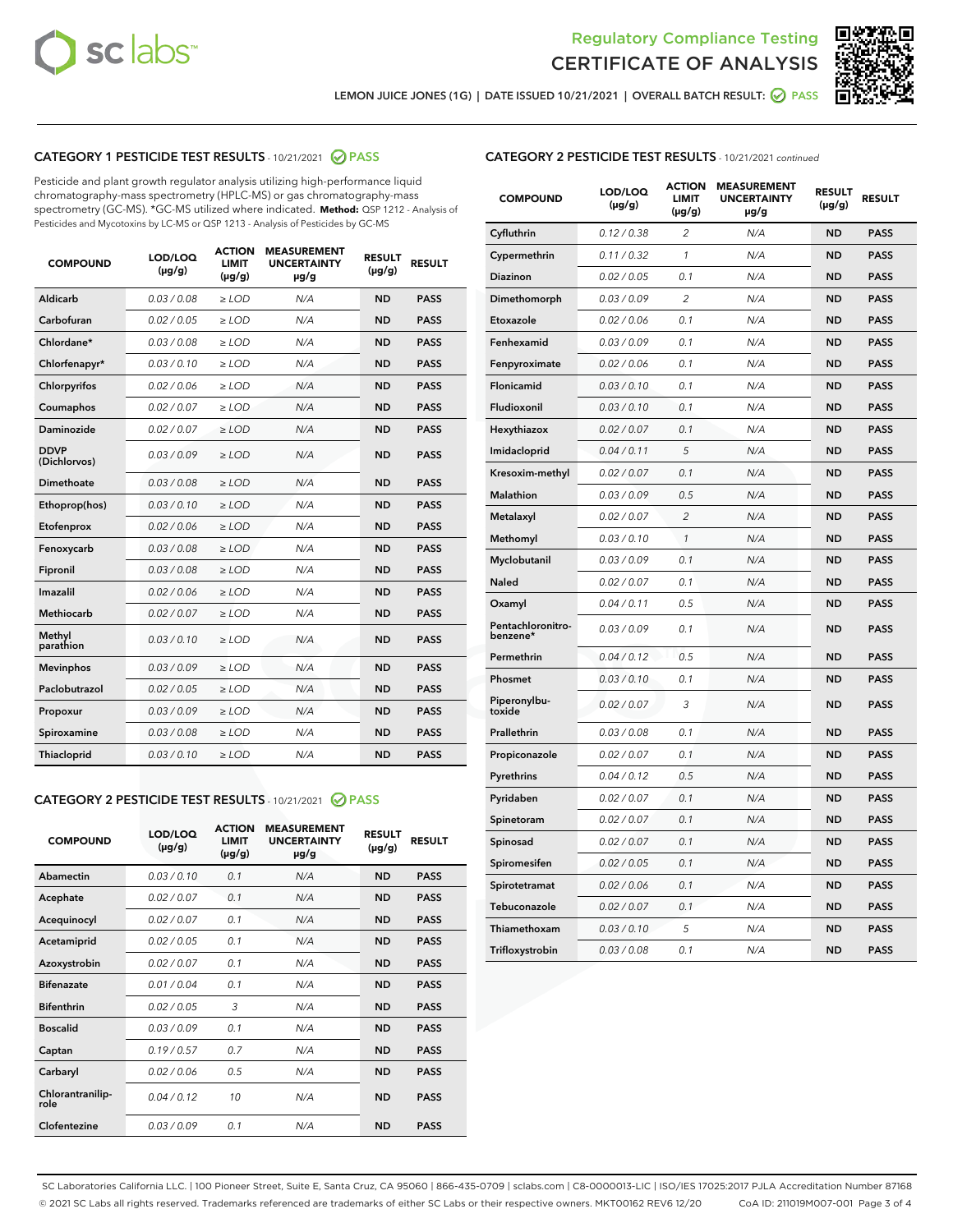Regulatory Compliance Testing
CERTIFICATE OF ANALYSIS

LEMON JUICE JONES (1G) | DATE ISSUED 10/21/2021 | OVERALL BATCH RESULT: PASS

## CATEGORY 1 PESTICIDE TEST RESULTS - 10/21/2021 PASS

Pesticide and plant growth regulator analysis utilizing high-performance liquid chromatography-mass spectrometry (HPLC-MS) or gas chromatography-mass spectrometry (GC-MS). *GC-MS utilized where indicated. **Method:** QSP 1212 - Analysis of Pesticides and Mycotoxins by LC-MS or QSP 1213 - Analysis of Pesticides by GC-MS

| COMPOUND | LOD/LOQ (µg/g) | ACTION LIMIT (µg/g) | MEASUREMENT UNCERTAINTY µg/g | RESULT (µg/g) | RESULT |
|---|---|---|---|---|---|
| Aldicarb | 0.03 / 0.08 | ≥ LOD | N/A | ND | PASS |
| Carbofuran | 0.02 / 0.05 | ≥ LOD | N/A | ND | PASS |
| Chlordane* | 0.03 / 0.08 | ≥ LOD | N/A | ND | PASS |
| Chlorfenapyr* | 0.03 / 0.10 | ≥ LOD | N/A | ND | PASS |
| Chlorpyrifos | 0.02 / 0.06 | ≥ LOD | N/A | ND | PASS |
| Coumaphos | 0.02 / 0.07 | ≥ LOD | N/A | ND | PASS |
| Daminozide | 0.02 / 0.07 | ≥ LOD | N/A | ND | PASS |
| DDVP (Dichlorvos) | 0.03 / 0.09 | ≥ LOD | N/A | ND | PASS |
| Dimethoate | 0.03 / 0.08 | ≥ LOD | N/A | ND | PASS |
| Ethoprop(hos) | 0.03 / 0.10 | ≥ LOD | N/A | ND | PASS |
| Etofenprox | 0.02 / 0.06 | ≥ LOD | N/A | ND | PASS |
| Fenoxycarb | 0.03 / 0.08 | ≥ LOD | N/A | ND | PASS |
| Fipronil | 0.03 / 0.08 | ≥ LOD | N/A | ND | PASS |
| Imazalil | 0.02 / 0.06 | ≥ LOD | N/A | ND | PASS |
| Methiocarb | 0.02 / 0.07 | ≥ LOD | N/A | ND | PASS |
| Methyl parathion | 0.03 / 0.10 | ≥ LOD | N/A | ND | PASS |
| Mevinphos | 0.03 / 0.09 | ≥ LOD | N/A | ND | PASS |
| Paclobutrazol | 0.02 / 0.05 | ≥ LOD | N/A | ND | PASS |
| Propoxur | 0.03 / 0.09 | ≥ LOD | N/A | ND | PASS |
| Spiroxamine | 0.03 / 0.08 | ≥ LOD | N/A | ND | PASS |
| Thiacloprid | 0.03 / 0.10 | ≥ LOD | N/A | ND | PASS |

## CATEGORY 2 PESTICIDE TEST RESULTS - 10/21/2021 PASS

| COMPOUND | LOD/LOQ (µg/g) | ACTION LIMIT (µg/g) | MEASUREMENT UNCERTAINTY µg/g | RESULT (µg/g) | RESULT |
|---|---|---|---|---|---|
| Abamectin | 0.03 / 0.10 | 0.1 | N/A | ND | PASS |
| Acephate | 0.02 / 0.07 | 0.1 | N/A | ND | PASS |
| Acequinocyl | 0.02 / 0.07 | 0.1 | N/A | ND | PASS |
| Acetamiprid | 0.02 / 0.05 | 0.1 | N/A | ND | PASS |
| Azoxystrobin | 0.02 / 0.07 | 0.1 | N/A | ND | PASS |
| Bifenazate | 0.01 / 0.04 | 0.1 | N/A | ND | PASS |
| Bifenthrin | 0.02 / 0.05 | 3 | N/A | ND | PASS |
| Boscalid | 0.03 / 0.09 | 0.1 | N/A | ND | PASS |
| Captan | 0.19 / 0.57 | 0.7 | N/A | ND | PASS |
| Carbaryl | 0.02 / 0.06 | 0.5 | N/A | ND | PASS |
| Chlorantraniliprole | 0.04 / 0.12 | 10 | N/A | ND | PASS |
| Clofentezine | 0.03 / 0.09 | 0.1 | N/A | ND | PASS |
| Cyfluthrin | 0.12 / 0.38 | 2 | N/A | ND | PASS |
| Cypermethrin | 0.11 / 0.32 | 1 | N/A | ND | PASS |
| Diazinon | 0.02 / 0.05 | 0.1 | N/A | ND | PASS |
| Dimethomorph | 0.03 / 0.09 | 2 | N/A | ND | PASS |
| Etoxazole | 0.02 / 0.06 | 0.1 | N/A | ND | PASS |
| Fenhexamid | 0.03 / 0.09 | 0.1 | N/A | ND | PASS |
| Fenpyroximate | 0.02 / 0.06 | 0.1 | N/A | ND | PASS |
| Flonicamid | 0.03 / 0.10 | 0.1 | N/A | ND | PASS |
| Fludioxonil | 0.03 / 0.10 | 0.1 | N/A | ND | PASS |
| Hexythiazox | 0.02 / 0.07 | 0.1 | N/A | ND | PASS |
| Imidacloprid | 0.04 / 0.11 | 5 | N/A | ND | PASS |
| Kresoxim-methyl | 0.02 / 0.07 | 0.1 | N/A | ND | PASS |
| Malathion | 0.03 / 0.09 | 0.5 | N/A | ND | PASS |
| Metalaxyl | 0.02 / 0.07 | 2 | N/A | ND | PASS |
| Methomyl | 0.03 / 0.10 | 1 | N/A | ND | PASS |
| Myclobutanil | 0.03 / 0.09 | 0.1 | N/A | ND | PASS |
| Naled | 0.02 / 0.07 | 0.1 | N/A | ND | PASS |
| Oxamyl | 0.04 / 0.11 | 0.5 | N/A | ND | PASS |
| Pentachloronitrobenzene* | 0.03 / 0.09 | 0.1 | N/A | ND | PASS |
| Permethrin | 0.04 / 0.12 | 0.5 | N/A | ND | PASS |
| Phosmet | 0.03 / 0.10 | 0.1 | N/A | ND | PASS |
| Piperonylbutoxide | 0.02 / 0.07 | 3 | N/A | ND | PASS |
| Prallethrin | 0.03 / 0.08 | 0.1 | N/A | ND | PASS |
| Propiconazole | 0.02 / 0.07 | 0.1 | N/A | ND | PASS |
| Pyrethrins | 0.04 / 0.12 | 0.5 | N/A | ND | PASS |
| Pyridaben | 0.02 / 0.07 | 0.1 | N/A | ND | PASS |
| Spinetoram | 0.02 / 0.07 | 0.1 | N/A | ND | PASS |
| Spinosad | 0.02 / 0.07 | 0.1 | N/A | ND | PASS |
| Spiromesifen | 0.02 / 0.05 | 0.1 | N/A | ND | PASS |
| Spirotetramat | 0.02 / 0.06 | 0.1 | N/A | ND | PASS |
| Tebuconazole | 0.02 / 0.07 | 0.1 | N/A | ND | PASS |
| Thiamethoxam | 0.03 / 0.10 | 5 | N/A | ND | PASS |
| Trifloxystrobin | 0.03 / 0.08 | 0.1 | N/A | ND | PASS |

SC Laboratories California LLC. | 100 Pioneer Street, Suite E, Santa Cruz, CA 95060 | 866-435-0709 | sclabs.com | C8-0000013-LIC | ISO/IES 17025:2017 PJLA Accreditation Number 87168
© 2021 SC Labs all rights reserved. Trademarks referenced are trademarks of either SC Labs or their respective owners. MKT00162 REV6 12/20 CoA ID: 211019M007-001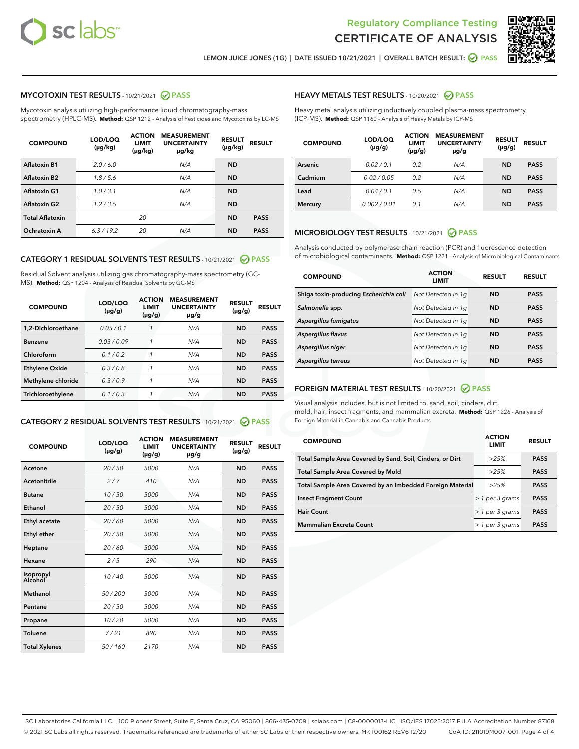Regulatory Compliance Testing
# CERTIFICATE OF ANALYSIS

LEMON JUICE JONES (1G) | DATE ISSUED 10/21/2021 | OVERALL BATCH RESULT: PASS

## MYCOTOXIN TEST RESULTS - 10/21/2021 PASS

Mycotoxin analysis utilizing high-performance liquid chromatography-mass spectrometry (HPLC-MS). **Method:** QSP 1212 - Analysis of Pesticides and Mycotoxins by LC-MS

| COMPOUND | LOD/LOQ (µg/kg) | ACTION LIMIT (µg/kg) | MEASUREMENT UNCERTAINTY µg/kg | RESULT (µg/kg) | RESULT |
|---|---|---|---|---|---|
| Aflatoxin B1 | 2.0 / 6.0 | | N/A | ND | |
| Aflatoxin B2 | 1.8 / 5.6 | | N/A | ND | |
| Aflatoxin G1 | 1.0 / 3.1 | | N/A | ND | |
| Aflatoxin G2 | 1.2 / 3.5 | | N/A | ND | |
| Total Aflatoxin | | 20 | | ND | PASS |
| Ochratoxin A | 6.3 / 19.2 | 20 | N/A | ND | PASS |

## CATEGORY 1 RESIDUAL SOLVENTS TEST RESULTS - 10/21/2021 PASS

Residual Solvent analysis utilizing gas chromatography-mass spectrometry (GC-MS). **Method:** QSP 1204 - Analysis of Residual Solvents by GC-MS

| COMPOUND | LOD/LOQ (µg/g) | ACTION LIMIT (µg/g) | MEASUREMENT UNCERTAINTY µg/g | RESULT (µg/g) | RESULT |
|---|---|---|---|---|---|
| 1,2-Dichloroethane | 0.05 / 0.1 | 1 | N/A | ND | PASS |
| Benzene | 0.03 / 0.09 | 1 | N/A | ND | PASS |
| Chloroform | 0.1 / 0.2 | 1 | N/A | ND | PASS |
| Ethylene Oxide | 0.3 / 0.8 | 1 | N/A | ND | PASS |
| Methylene chloride | 0.3 / 0.9 | 1 | N/A | ND | PASS |
| Trichloroethylene | 0.1 / 0.3 | 1 | N/A | ND | PASS |

## CATEGORY 2 RESIDUAL SOLVENTS TEST RESULTS - 10/21/2021 PASS

| COMPOUND | LOD/LOQ (µg/g) | ACTION LIMIT (µg/g) | MEASUREMENT UNCERTAINTY µg/g | RESULT (µg/g) | RESULT |
|---|---|---|---|---|---|
| Acetone | 20 / 50 | 5000 | N/A | ND | PASS |
| Acetonitrile | 2 / 7 | 410 | N/A | ND | PASS |
| Butane | 10 / 50 | 5000 | N/A | ND | PASS |
| Ethanol | 20 / 50 | 5000 | N/A | ND | PASS |
| Ethyl acetate | 20 / 60 | 5000 | N/A | ND | PASS |
| Ethyl ether | 20 / 50 | 5000 | N/A | ND | PASS |
| Heptane | 20 / 60 | 5000 | N/A | ND | PASS |
| Hexane | 2 / 5 | 290 | N/A | ND | PASS |
| Isopropyl Alcohol | 10 / 40 | 5000 | N/A | ND | PASS |
| Methanol | 50 / 200 | 3000 | N/A | ND | PASS |
| Pentane | 20 / 50 | 5000 | N/A | ND | PASS |
| Propane | 10 / 20 | 5000 | N/A | ND | PASS |
| Toluene | 7 / 21 | 890 | N/A | ND | PASS |
| Total Xylenes | 50 / 160 | 2170 | N/A | ND | PASS |

## HEAVY METALS TEST RESULTS - 10/20/2021 PASS

Heavy metal analysis utilizing inductively coupled plasma-mass spectrometry (ICP-MS). **Method:** QSP 1160 - Analysis of Heavy Metals by ICP-MS

| COMPOUND | LOD/LOQ (µg/g) | ACTION LIMIT (µg/g) | MEASUREMENT UNCERTAINTY µg/g | RESULT (µg/g) | RESULT |
|---|---|---|---|---|---|
| Arsenic | 0.02 / 0.1 | 0.2 | N/A | ND | PASS |
| Cadmium | 0.02 / 0.05 | 0.2 | N/A | ND | PASS |
| Lead | 0.04 / 0.1 | 0.5 | N/A | ND | PASS |
| Mercury | 0.002 / 0.01 | 0.1 | N/A | ND | PASS |

## MICROBIOLOGY TEST RESULTS - 10/21/2021 PASS

Analysis conducted by polymerase chain reaction (PCR) and fluorescence detection of microbiological contaminants. **Method:** QSP 1221 - Analysis of Microbiological Contaminants

| COMPOUND | ACTION LIMIT | RESULT | RESULT |
|---|---|---|---|
| Shiga toxin-producing *Escherichia coli* | Not Detected in 1g | ND | PASS |
| *Salmonella* spp. | Not Detected in 1g | ND | PASS |
| *Aspergillus fumigatus* | Not Detected in 1g | ND | PASS |
| *Aspergillus flavus* | Not Detected in 1g | ND | PASS |
| *Aspergillus niger* | Not Detected in 1g | ND | PASS |
| *Aspergillus terreus* | Not Detected in 1g | ND | PASS |

## FOREIGN MATERIAL TEST RESULTS - 10/20/2021 PASS

Visual analysis includes, but is not limited to, sand, soil, cinders, dirt, mold, hair, insect fragments, and mammalian excreta. **Method:** QSP 1226 - Analysis of Foreign Material in Cannabis and Cannabis Products

| COMPOUND | ACTION LIMIT | RESULT |
|---|---|---|
| Total Sample Area Covered by Sand, Soil, Cinders, or Dirt | >25% | PASS |
| Total Sample Area Covered by Mold | >25% | PASS |
| Total Sample Area Covered by an Imbedded Foreign Material | >25% | PASS |
| Insect Fragment Count | > 1 per 3 grams | PASS |
| Hair Count | > 1 per 3 grams | PASS |
| Mammalian Excreta Count | > 1 per 3 grams | PASS |

SC Laboratories California LLC. | 100 Pioneer Street, Suite E, Santa Cruz, CA 95060 | 866-435-0709 | sclabs.com | C8-0000013-LIC | ISO/IES 17025:2017 PJLA Accreditation Number 87168
© 2021 SC Labs all rights reserved. Trademarks referenced are trademarks of either SC Labs or their respective owners. MKT00162 REV6 12/20 CoA ID: 211019M007-001